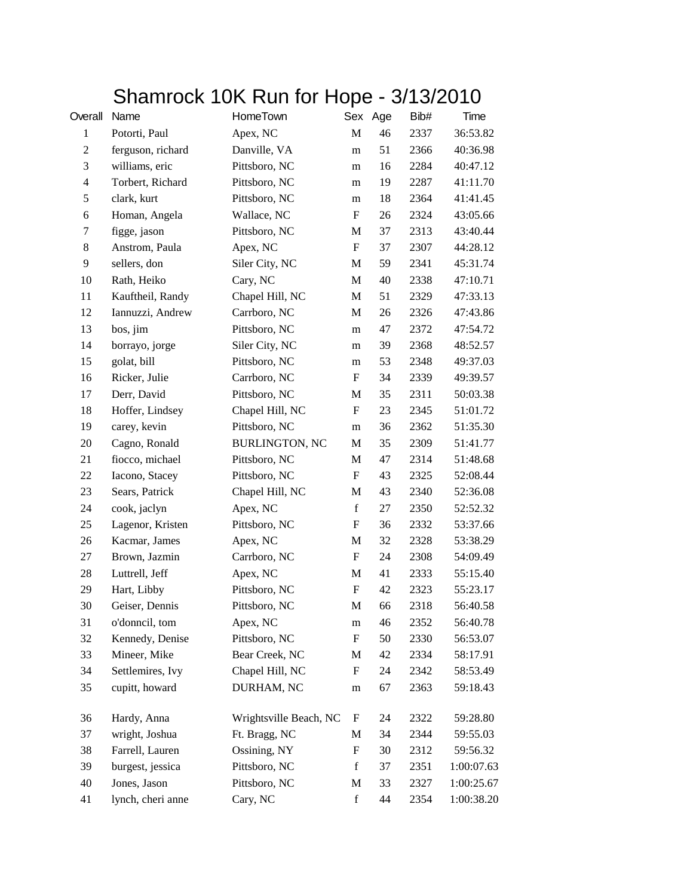# Shamrock 10K Run for Hope - 3/13/2010

| Overall | Name | HomeTown | Sex | Age | Bib# | Time |
|---|---|---|---|---|---|---|
| 1 | Potorti, Paul | Apex, NC | M | 46 | 2337 | 36:53.82 |
| 2 | ferguson, richard | Danville, VA | m | 51 | 2366 | 40:36.98 |
| 3 | williams, eric | Pittsboro, NC | m | 16 | 2284 | 40:47.12 |
| 4 | Torbert, Richard | Pittsboro, NC | m | 19 | 2287 | 41:11.70 |
| 5 | clark, kurt | Pittsboro, NC | m | 18 | 2364 | 41:41.45 |
| 6 | Homan, Angela | Wallace, NC | F | 26 | 2324 | 43:05.66 |
| 7 | figge, jason | Pittsboro, NC | M | 37 | 2313 | 43:40.44 |
| 8 | Anstrom, Paula | Apex, NC | F | 37 | 2307 | 44:28.12 |
| 9 | sellers, don | Siler City, NC | M | 59 | 2341 | 45:31.74 |
| 10 | Rath, Heiko | Cary, NC | M | 40 | 2338 | 47:10.71 |
| 11 | Kauftheil, Randy | Chapel Hill, NC | M | 51 | 2329 | 47:33.13 |
| 12 | Iannuzzi, Andrew | Carrboro, NC | M | 26 | 2326 | 47:43.86 |
| 13 | bos, jim | Pittsboro, NC | m | 47 | 2372 | 47:54.72 |
| 14 | borrayo, jorge | Siler City, NC | m | 39 | 2368 | 48:52.57 |
| 15 | golat, bill | Pittsboro, NC | m | 53 | 2348 | 49:37.03 |
| 16 | Ricker, Julie | Carrboro, NC | F | 34 | 2339 | 49:39.57 |
| 17 | Derr, David | Pittsboro, NC | M | 35 | 2311 | 50:03.38 |
| 18 | Hoffer, Lindsey | Chapel Hill, NC | F | 23 | 2345 | 51:01.72 |
| 19 | carey, kevin | Pittsboro, NC | m | 36 | 2362 | 51:35.30 |
| 20 | Cagno, Ronald | BURLINGTON, NC | M | 35 | 2309 | 51:41.77 |
| 21 | fiocco, michael | Pittsboro, NC | M | 47 | 2314 | 51:48.68 |
| 22 | Iacono, Stacey | Pittsboro, NC | F | 43 | 2325 | 52:08.44 |
| 23 | Sears, Patrick | Chapel Hill, NC | M | 43 | 2340 | 52:36.08 |
| 24 | cook, jaclyn | Apex, NC | f | 27 | 2350 | 52:52.32 |
| 25 | Lagenor, Kristen | Pittsboro, NC | F | 36 | 2332 | 53:37.66 |
| 26 | Kacmar, James | Apex, NC | M | 32 | 2328 | 53:38.29 |
| 27 | Brown, Jazmin | Carrboro, NC | F | 24 | 2308 | 54:09.49 |
| 28 | Luttrell, Jeff | Apex, NC | M | 41 | 2333 | 55:15.40 |
| 29 | Hart, Libby | Pittsboro, NC | F | 42 | 2323 | 55:23.17 |
| 30 | Geiser, Dennis | Pittsboro, NC | M | 66 | 2318 | 56:40.58 |
| 31 | o'donncil, tom | Apex, NC | m | 46 | 2352 | 56:40.78 |
| 32 | Kennedy, Denise | Pittsboro, NC | F | 50 | 2330 | 56:53.07 |
| 33 | Mineer, Mike | Bear Creek, NC | M | 42 | 2334 | 58:17.91 |
| 34 | Settlemires, Ivy | Chapel Hill, NC | F | 24 | 2342 | 58:53.49 |
| 35 | cupitt, howard | DURHAM, NC | m | 67 | 2363 | 59:18.43 |
| 36 | Hardy, Anna | Wrightsville Beach, NC | F | 24 | 2322 | 59:28.80 |
| 37 | wright, Joshua | Ft. Bragg, NC | M | 34 | 2344 | 59:55.03 |
| 38 | Farrell, Lauren | Ossining, NY | F | 30 | 2312 | 59:56.32 |
| 39 | burgest, jessica | Pittsboro, NC | f | 37 | 2351 | 1:00:07.63 |
| 40 | Jones, Jason | Pittsboro, NC | M | 33 | 2327 | 1:00:25.67 |
| 41 | lynch, cheri anne | Cary, NC | f | 44 | 2354 | 1:00:38.20 |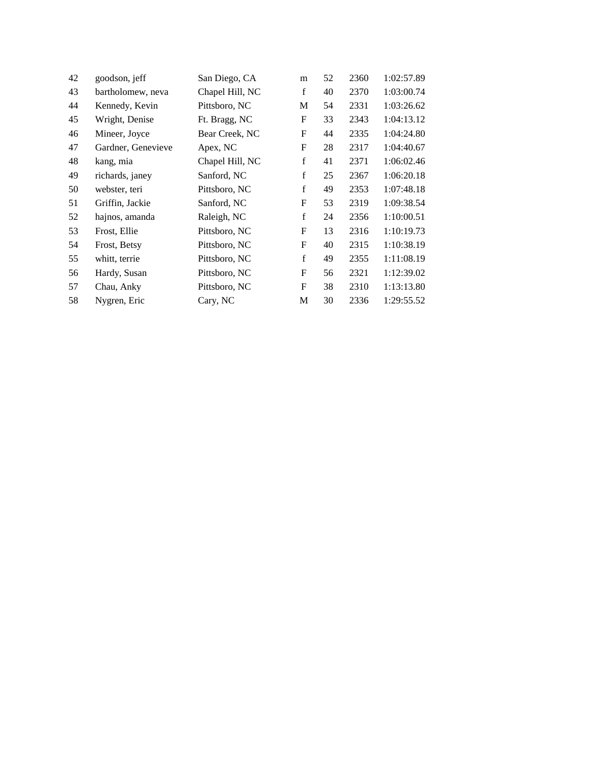| | | | | | | |
|---|---|---|---|---|---|---|
| 42 | goodson, jeff | San Diego, CA | m | 52 | 2360 | 1:02:57.89 |
| 43 | bartholomew, neva | Chapel Hill, NC | f | 40 | 2370 | 1:03:00.74 |
| 44 | Kennedy, Kevin | Pittsboro, NC | M | 54 | 2331 | 1:03:26.62 |
| 45 | Wright, Denise | Ft. Bragg, NC | F | 33 | 2343 | 1:04:13.12 |
| 46 | Mineer, Joyce | Bear Creek, NC | F | 44 | 2335 | 1:04:24.80 |
| 47 | Gardner, Genevieve | Apex, NC | F | 28 | 2317 | 1:04:40.67 |
| 48 | kang, mia | Chapel Hill, NC | f | 41 | 2371 | 1:06:02.46 |
| 49 | richards, janey | Sanford, NC | f | 25 | 2367 | 1:06:20.18 |
| 50 | webster, teri | Pittsboro, NC | f | 49 | 2353 | 1:07:48.18 |
| 51 | Griffin, Jackie | Sanford, NC | F | 53 | 2319 | 1:09:38.54 |
| 52 | hajnos, amanda | Raleigh, NC | f | 24 | 2356 | 1:10:00.51 |
| 53 | Frost, Ellie | Pittsboro, NC | F | 13 | 2316 | 1:10:19.73 |
| 54 | Frost, Betsy | Pittsboro, NC | F | 40 | 2315 | 1:10:38.19 |
| 55 | whitt, terrie | Pittsboro, NC | f | 49 | 2355 | 1:11:08.19 |
| 56 | Hardy, Susan | Pittsboro, NC | F | 56 | 2321 | 1:12:39.02 |
| 57 | Chau, Anky | Pittsboro, NC | F | 38 | 2310 | 1:13:13.80 |
| 58 | Nygren, Eric | Cary, NC | M | 30 | 2336 | 1:29:55.52 |